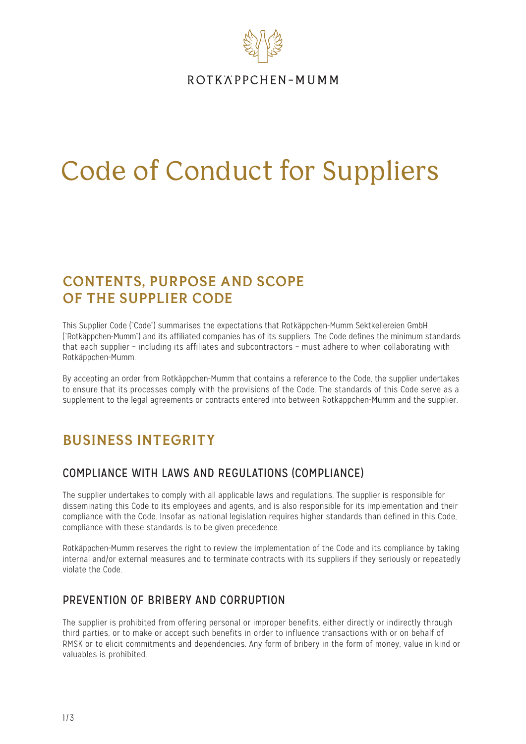ROTKÄPPCHEN-MUMM

# Code of Conduct for Suppliers

## CONTENTS, PURPOSE AND SCOPE OF THE SUPPLIER CODE

This Supplier Code ("Code") summarises the expectations that Rotkäppchen-Mumm Sektkellereien GmbH ("Rotkäppchen-Mumm") and its affiliated companies has of its suppliers. The Code defines the minimum standards that each supplier – including its affiliates and subcontractors – must adhere to when collaborating with Rotkäppchen-Mumm.

By accepting an order from Rotkäppchen-Mumm that contains a reference to the Code, the supplier undertakes to ensure that its processes comply with the provisions of the Code. The standards of this Code serve as a supplement to the legal agreements or contracts entered into between Rotkäppchen-Mumm and the supplier.

## BUSINESS INTEGRITY

### COMPLIANCE WITH LAWS AND REGULATIONS (COMPLIANCE)

The supplier undertakes to comply with all applicable laws and regulations. The supplier is responsible for disseminating this Code to its employees and agents, and is also responsible for its implementation and their compliance with the Code. Insofar as national legislation requires higher standards than defined in this Code, compliance with these standards is to be given precedence.

Rotkäppchen-Mumm reserves the right to review the implementation of the Code and its compliance by taking internal and/or external measures and to terminate contracts with its suppliers if they seriously or repeatedly violate the Code.

### PREVENTION OF BRIBERY AND CORRUPTION

The supplier is prohibited from offering personal or improper benefits, either directly or indirectly through third parties, or to make or accept such benefits in order to influence transactions with or on behalf of RMSK or to elicit commitments and dependencies. Any form of bribery in the form of money, value in kind or valuables is prohibited.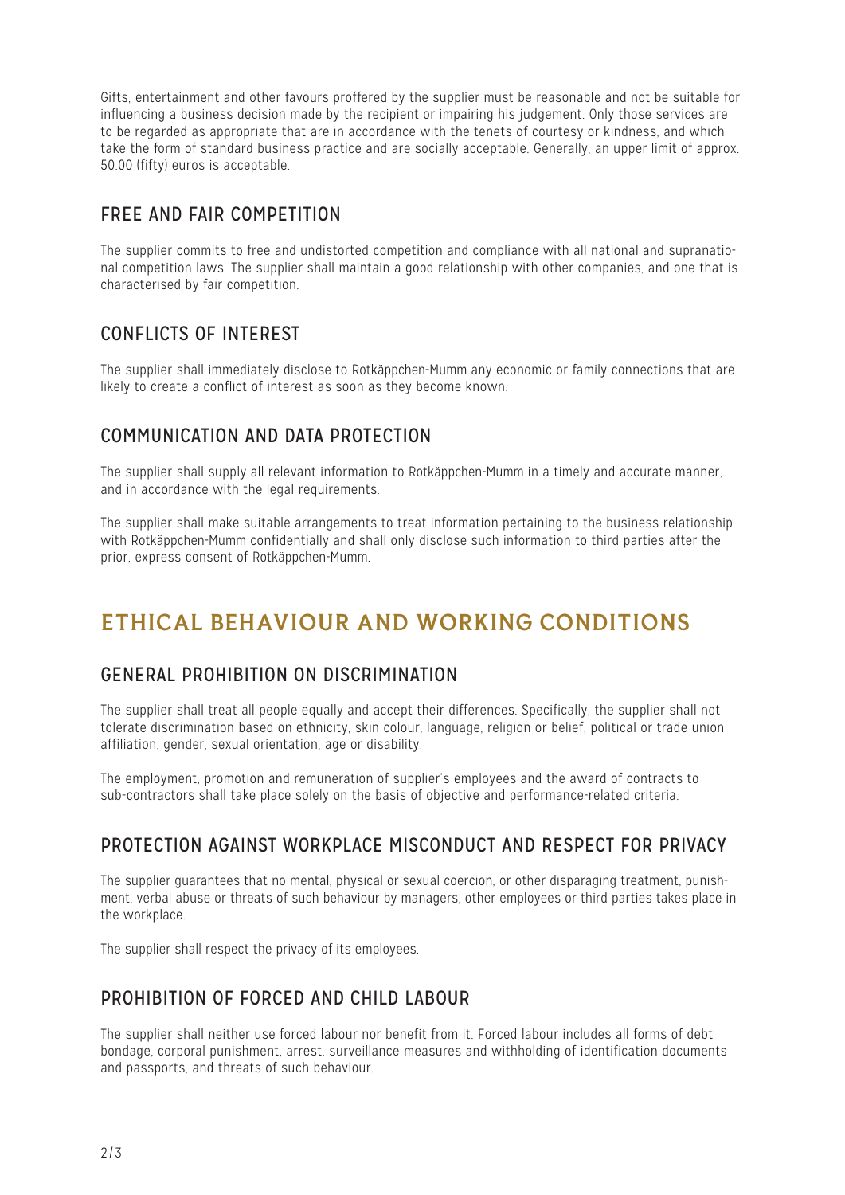Gifts, entertainment and other favours proffered by the supplier must be reasonable and not be suitable for influencing a business decision made by the recipient or impairing his judgement. Only those services are to be regarded as appropriate that are in accordance with the tenets of courtesy or kindness, and which take the form of standard business practice and are socially acceptable. Generally, an upper limit of approx. 50.00 (fifty) euros is acceptable.

### FREE AND FAIR COMPETITION

The supplier commits to free and undistorted competition and compliance with all national and supranational competition laws. The supplier shall maintain a good relationship with other companies, and one that is characterised by fair competition.

### CONFLICTS OF INTEREST

The supplier shall immediately disclose to Rotkäppchen-Mumm any economic or family connections that are likely to create a conflict of interest as soon as they become known.

### COMMUNICATION AND DATA PROTECTION

The supplier shall supply all relevant information to Rotkäppchen-Mumm in a timely and accurate manner, and in accordance with the legal requirements.

The supplier shall make suitable arrangements to treat information pertaining to the business relationship with Rotkäppchen-Mumm confidentially and shall only disclose such information to third parties after the prior, express consent of Rotkäppchen-Mumm.

## ETHICAL BEHAVIOUR AND WORKING CONDITIONS

### GENERAL PROHIBITION ON DISCRIMINATION

The supplier shall treat all people equally and accept their differences. Specifically, the supplier shall not tolerate discrimination based on ethnicity, skin colour, language, religion or belief, political or trade union affiliation, gender, sexual orientation, age or disability.

The employment, promotion and remuneration of supplier's employees and the award of contracts to sub-contractors shall take place solely on the basis of objective and performance-related criteria.

### PROTECTION AGAINST WORKPLACE MISCONDUCT AND RESPECT FOR PRIVACY

The supplier guarantees that no mental, physical or sexual coercion, or other disparaging treatment, punishment, verbal abuse or threats of such behaviour by managers, other employees or third parties takes place in the workplace.

The supplier shall respect the privacy of its employees.

### PROHIBITION OF FORCED AND CHILD LABOUR

The supplier shall neither use forced labour nor benefit from it. Forced labour includes all forms of debt bondage, corporal punishment, arrest, surveillance measures and withholding of identification documents and passports, and threats of such behaviour.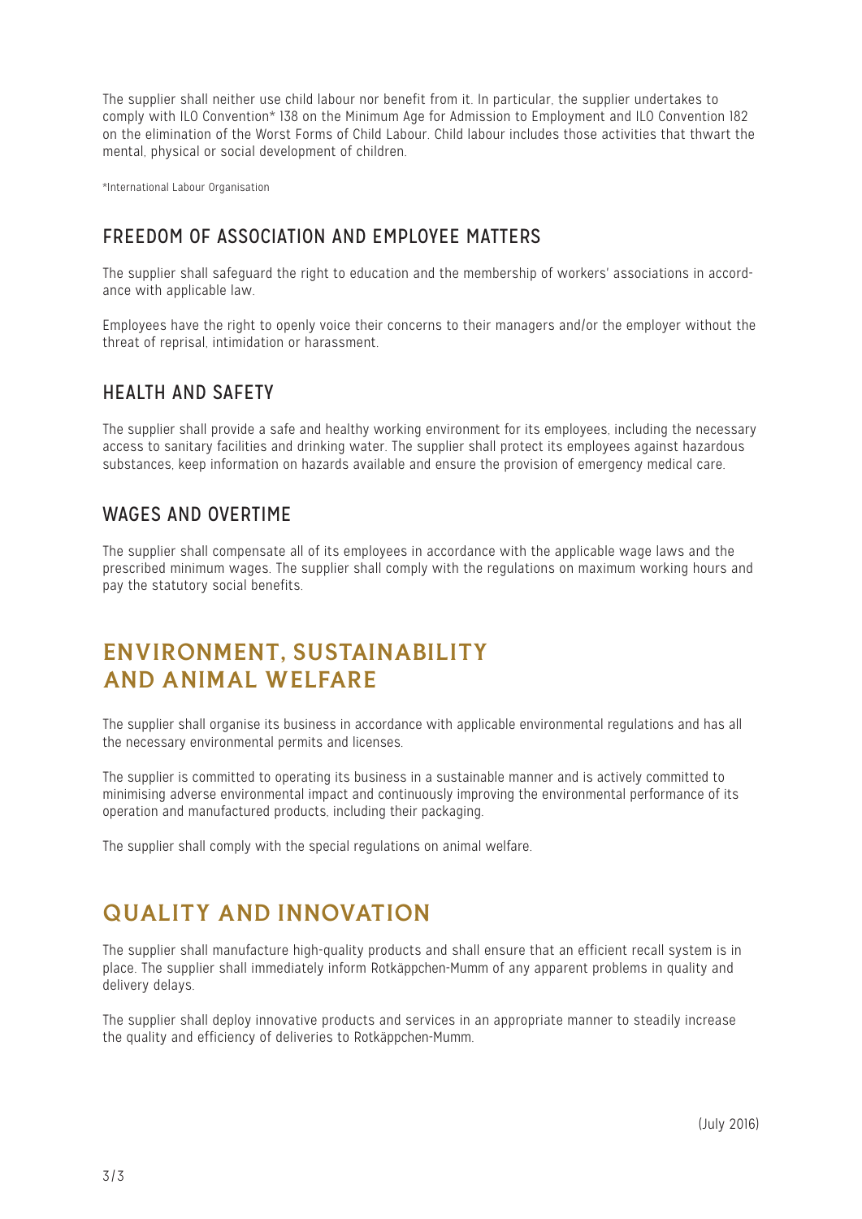The supplier shall neither use child labour nor benefit from it. In particular, the supplier undertakes to comply with ILO Convention* 138 on the Minimum Age for Admission to Employment and ILO Convention 182 on the elimination of the Worst Forms of Child Labour. Child labour includes those activities that thwart the mental, physical or social development of children.

*International Labour Organisation

### FREEDOM OF ASSOCIATION AND EMPLOYEE MATTERS

The supplier shall safeguard the right to education and the membership of workers' associations in accordance with applicable law.

Employees have the right to openly voice their concerns to their managers and/or the employer without the threat of reprisal, intimidation or harassment.

### HEALTH AND SAFETY

The supplier shall provide a safe and healthy working environment for its employees, including the necessary access to sanitary facilities and drinking water. The supplier shall protect its employees against hazardous substances, keep information on hazards available and ensure the provision of emergency medical care.

### WAGES AND OVERTIME

The supplier shall compensate all of its employees in accordance with the applicable wage laws and the prescribed minimum wages. The supplier shall comply with the regulations on maximum working hours and pay the statutory social benefits.

## ENVIRONMENT, SUSTAINABILITY AND ANIMAL WELFARE

The supplier shall organise its business in accordance with applicable environmental regulations and has all the necessary environmental permits and licenses.

The supplier is committed to operating its business in a sustainable manner and is actively committed to minimising adverse environmental impact and continuously improving the environmental performance of its operation and manufactured products, including their packaging.

The supplier shall comply with the special regulations on animal welfare.

## QUALITY AND INNOVATION

The supplier shall manufacture high-quality products and shall ensure that an efficient recall system is in place. The supplier shall immediately inform Rotkäppchen-Mumm of any apparent problems in quality and delivery delays.

The supplier shall deploy innovative products and services in an appropriate manner to steadily increase the quality and efficiency of deliveries to Rotkäppchen-Mumm.

(July 2016)